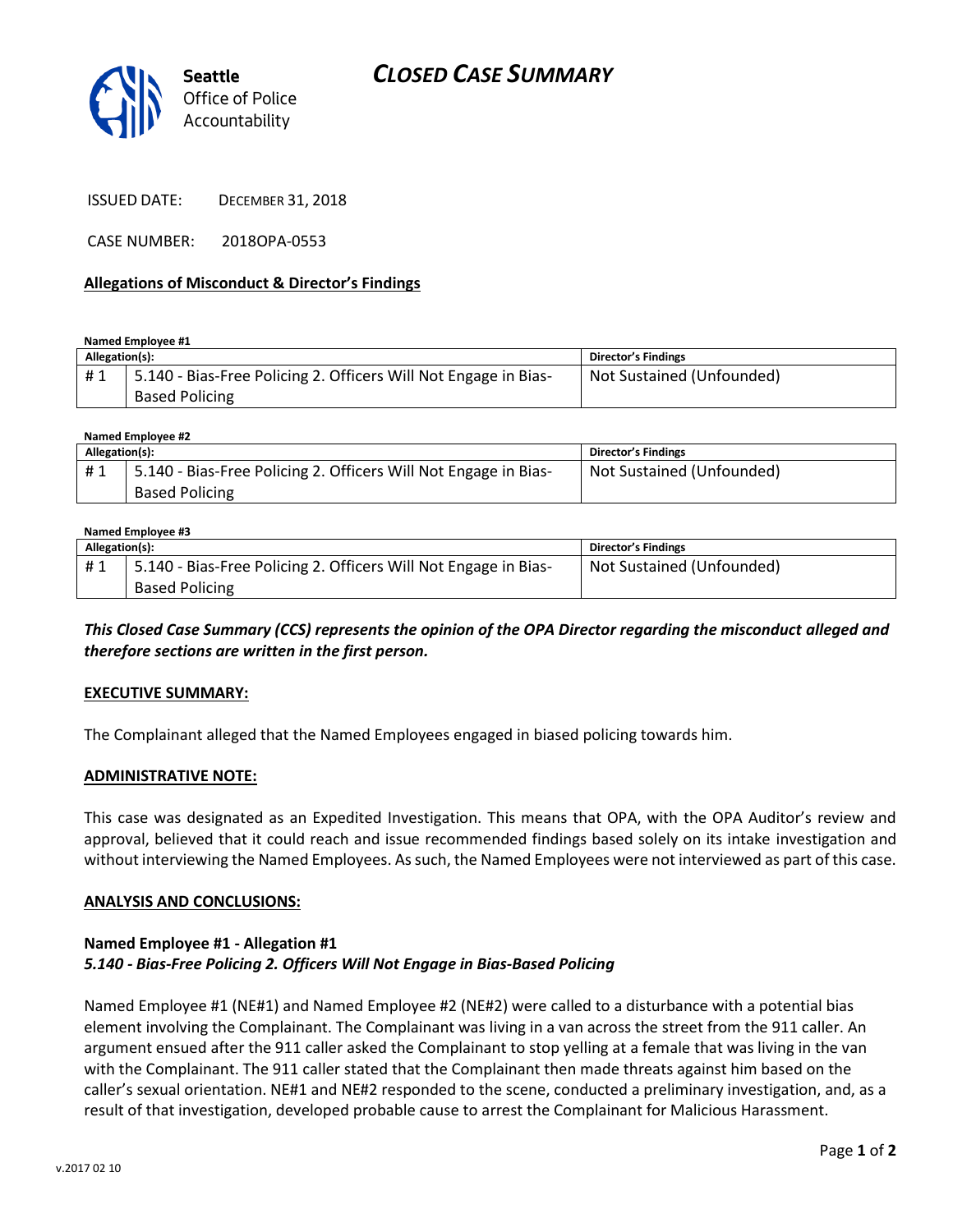# CLOSED CASE SUMMARY

Seattle Office of Police Accountability

ISSUED DATE: DECEMBER 31, 2018

CASE NUMBER: 2018OPA-0553

**Allegations of Misconduct & Director's Findings**

**Named Employee #1**

| Allegation(s): | | Director's Findings |
|---|---|---|
| # 1 | 5.140 - Bias-Free Policing 2. Officers Will Not Engage in Bias-Based Policing | Not Sustained (Unfounded) |

**Named Employee #2**

| Allegation(s): | | Director's Findings |
|---|---|---|
| # 1 | 5.140 - Bias-Free Policing 2. Officers Will Not Engage in Bias-Based Policing | Not Sustained (Unfounded) |

**Named Employee #3**

| Allegation(s): | | Director's Findings |
|---|---|---|
| # 1 | 5.140 - Bias-Free Policing 2. Officers Will Not Engage in Bias-Based Policing | Not Sustained (Unfounded) |

***This Closed Case Summary (CCS) represents the opinion of the OPA Director regarding the misconduct alleged and therefore sections are written in the first person.***

**EXECUTIVE SUMMARY:**

The Complainant alleged that the Named Employees engaged in biased policing towards him.

**ADMINISTRATIVE NOTE:**

This case was designated as an Expedited Investigation. This means that OPA, with the OPA Auditor's review and approval, believed that it could reach and issue recommended findings based solely on its intake investigation and without interviewing the Named Employees. As such, the Named Employees were not interviewed as part of this case.

**ANALYSIS AND CONCLUSIONS:**

**Named Employee #1 - Allegation #1**
***5.140 - Bias-Free Policing 2. Officers Will Not Engage in Bias-Based Policing***

Named Employee #1 (NE#1) and Named Employee #2 (NE#2) were called to a disturbance with a potential bias element involving the Complainant. The Complainant was living in a van across the street from the 911 caller. An argument ensued after the 911 caller asked the Complainant to stop yelling at a female that was living in the van with the Complainant. The 911 caller stated that the Complainant then made threats against him based on the caller's sexual orientation. NE#1 and NE#2 responded to the scene, conducted a preliminary investigation, and, as a result of that investigation, developed probable cause to arrest the Complainant for Malicious Harassment.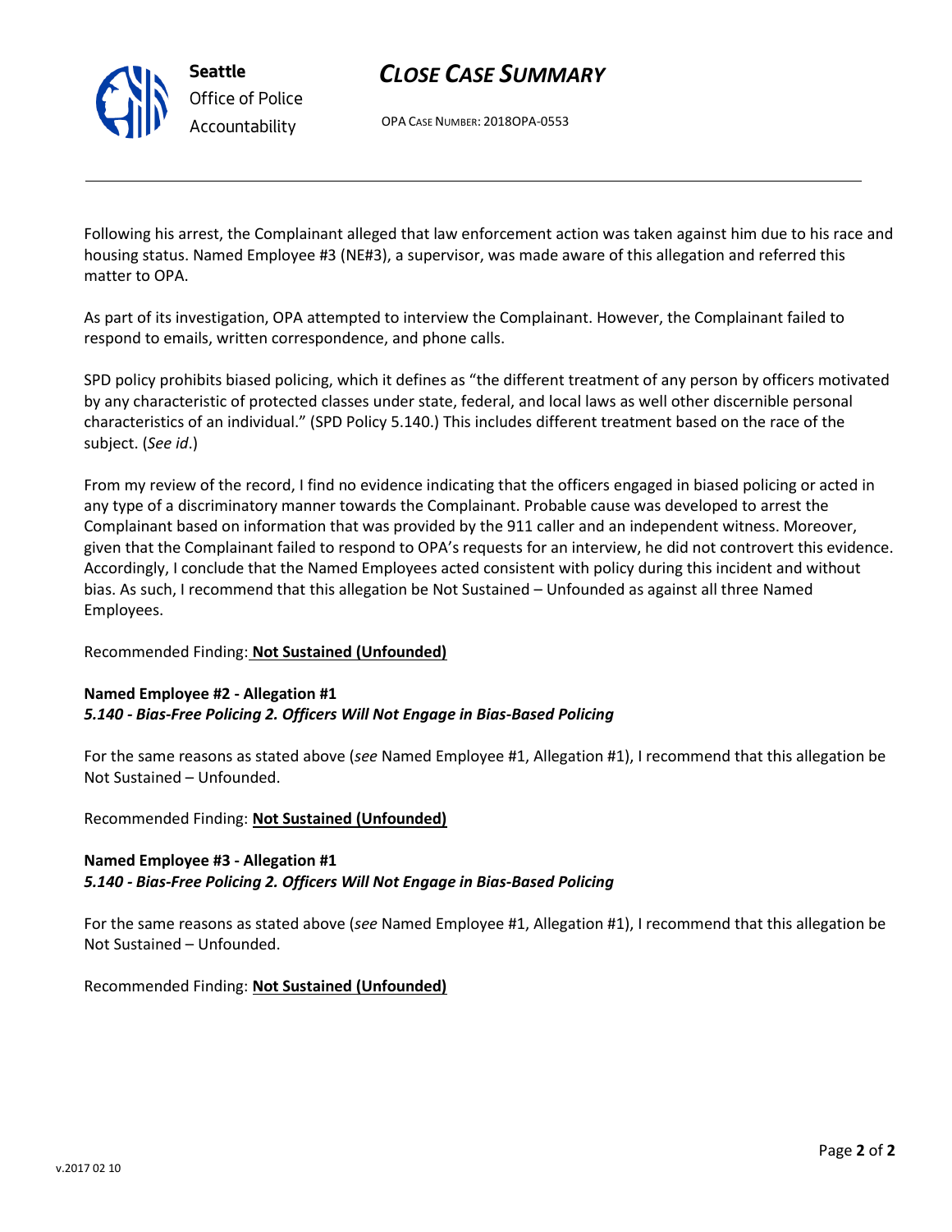Following his arrest, the Complainant alleged that law enforcement action was taken against him due to his race and housing status. Named Employee #3 (NE#3), a supervisor, was made aware of this allegation and referred this matter to OPA.

As part of its investigation, OPA attempted to interview the Complainant. However, the Complainant failed to respond to emails, written correspondence, and phone calls.

SPD policy prohibits biased policing, which it defines as "the different treatment of any person by officers motivated by any characteristic of protected classes under state, federal, and local laws as well other discernible personal characteristics of an individual." (SPD Policy 5.140.) This includes different treatment based on the race of the subject. (*See id*.)

From my review of the record, I find no evidence indicating that the officers engaged in biased policing or acted in any type of a discriminatory manner towards the Complainant. Probable cause was developed to arrest the Complainant based on information that was provided by the 911 caller and an independent witness. Moreover, given that the Complainant failed to respond to OPA's requests for an interview, he did not controvert this evidence. Accordingly, I conclude that the Named Employees acted consistent with policy during this incident and without bias. As such, I recommend that this allegation be Not Sustained – Unfounded as against all three Named Employees.

Recommended Finding: **Not Sustained (Unfounded)**

**Named Employee #2 - Allegation #1**
***5.140 - Bias-Free Policing 2. Officers Will Not Engage in Bias-Based Policing***

For the same reasons as stated above (*see* Named Employee #1, Allegation #1), I recommend that this allegation be Not Sustained – Unfounded.

Recommended Finding: **Not Sustained (Unfounded)**

**Named Employee #3 - Allegation #1**
***5.140 - Bias-Free Policing 2. Officers Will Not Engage in Bias-Based Policing***

For the same reasons as stated above (*see* Named Employee #1, Allegation #1), I recommend that this allegation be Not Sustained – Unfounded.

Recommended Finding: **Not Sustained (Unfounded)**